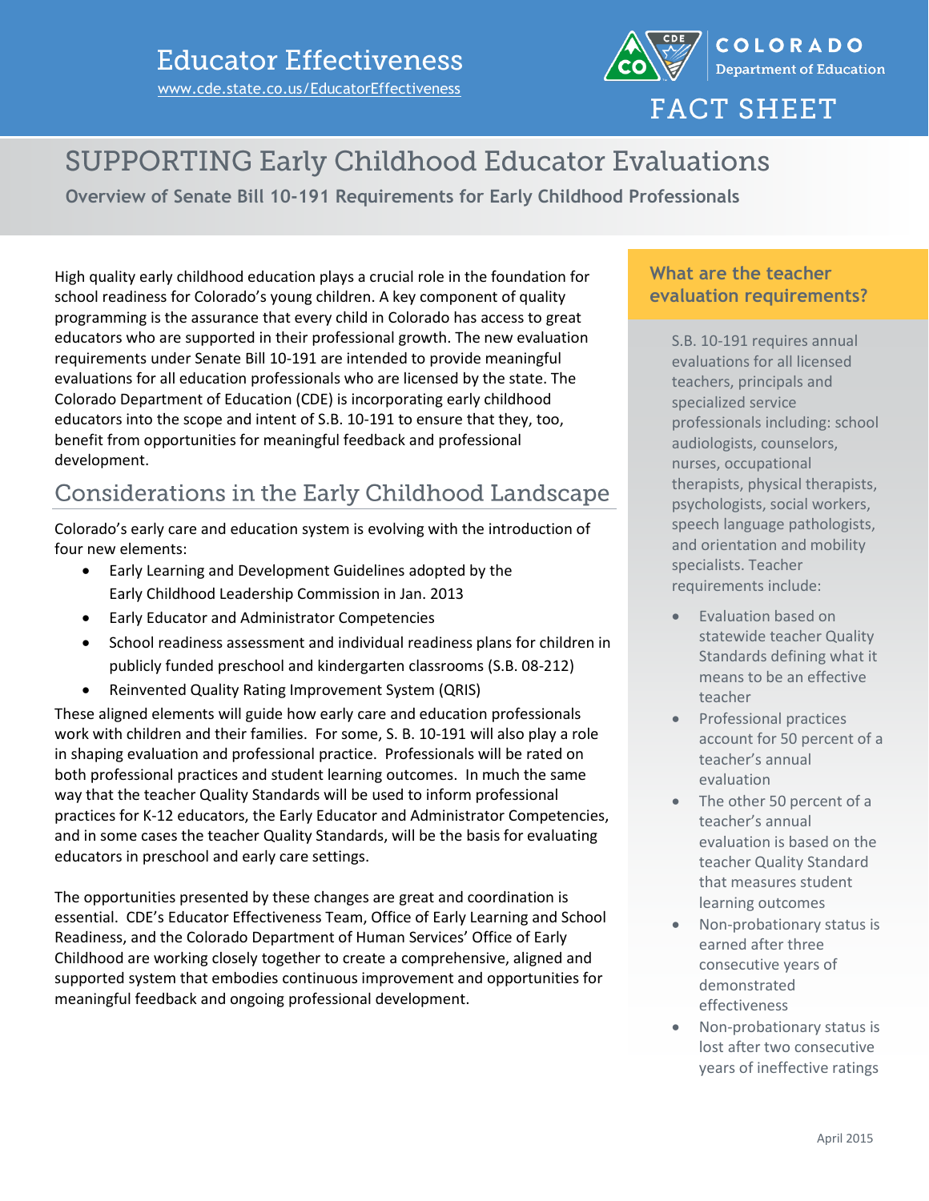Educator Effectiveness

www.cde.state.co.us/EducatorEffectiveness

COLORADO Department of Education

FACT SHEET

# SUPPORTING Early Childhood Educator Evaluations

**Overview of Senate Bill 10-191 Requirements for Early Childhood Professionals**

High quality early childhood education plays a crucial role in the foundation for school readiness for Colorado's young children. A key component of quality programming is the assurance that every child in Colorado has access to great educators who are supported in their professional growth. The new evaluation requirements under Senate Bill 10-191 are intended to provide meaningful evaluations for all education professionals who are licensed by the state. The Colorado Department of Education (CDE) is incorporating early childhood educators into the scope and intent of S.B. 10-191 to ensure that they, too, benefit from opportunities for meaningful feedback and professional development.

## Considerations in the Early Childhood Landscape

Colorado's early care and education system is evolving with the introduction of four new elements:

- Early Learning and Development Guidelines adopted by the Early Childhood Leadership Commission in Jan. 2013
- Early Educator and Administrator Competencies
- School readiness assessment and individual readiness plans for children in publicly funded preschool and kindergarten classrooms (S.B. 08-212)
- Reinvented Quality Rating Improvement System (QRIS)

These aligned elements will guide how early care and education professionals work with children and their families. For some, S. B. 10-191 will also play a role in shaping evaluation and professional practice. Professionals will be rated on both professional practices and student learning outcomes. In much the same way that the teacher Quality Standards will be used to inform professional practices for K-12 educators, the Early Educator and Administrator Competencies, and in some cases the teacher Quality Standards, will be the basis for evaluating educators in preschool and early care settings.

The opportunities presented by these changes are great and coordination is essential. CDE's Educator Effectiveness Team, Office of Early Learning and School Readiness, and the Colorado Department of Human Services' Office of Early Childhood are working closely together to create a comprehensive, aligned and supported system that embodies continuous improvement and opportunities for meaningful feedback and ongoing professional development.

### What are the teacher evaluation requirements?

S.B. 10-191 requires annual evaluations for all licensed teachers, principals and specialized service professionals including: school audiologists, counselors, nurses, occupational therapists, physical therapists, psychologists, social workers, speech language pathologists, and orientation and mobility specialists. Teacher requirements include:

- Evaluation based on statewide teacher Quality Standards defining what it means to be an effective teacher
- Professional practices account for 50 percent of a teacher's annual evaluation
- The other 50 percent of a teacher's annual evaluation is based on the teacher Quality Standard that measures student learning outcomes
- Non-probationary status is earned after three consecutive years of demonstrated effectiveness
- Non-probationary status is lost after two consecutive years of ineffective ratings

April 2015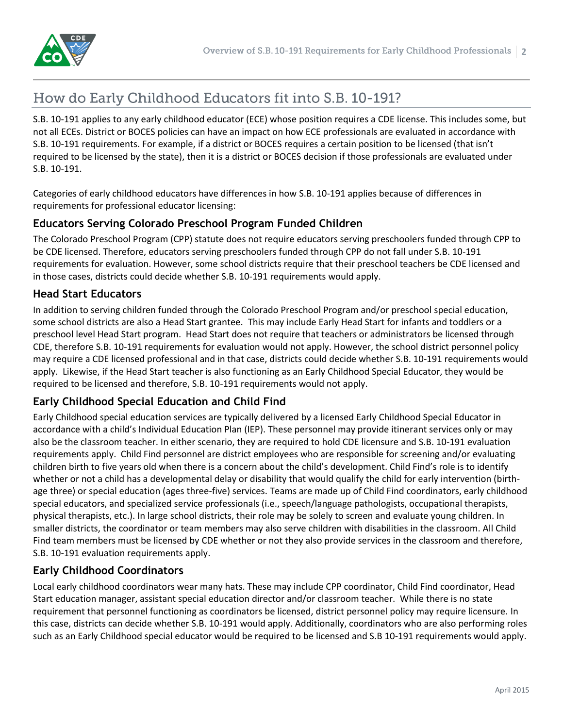## How do Early Childhood Educators fit into S.B. 10-191?

S.B. 10-191 applies to any early childhood educator (ECE) whose position requires a CDE license. This includes some, but not all ECEs. District or BOCES policies can have an impact on how ECE professionals are evaluated in accordance with S.B. 10-191 requirements. For example, if a district or BOCES requires a certain position to be licensed (that isn't required to be licensed by the state), then it is a district or BOCES decision if those professionals are evaluated under S.B. 10-191.

Categories of early childhood educators have differences in how S.B. 10-191 applies because of differences in requirements for professional educator licensing:

### Educators Serving Colorado Preschool Program Funded Children

The Colorado Preschool Program (CPP) statute does not require educators serving preschoolers funded through CPP to be CDE licensed. Therefore, educators serving preschoolers funded through CPP do not fall under S.B. 10-191 requirements for evaluation. However, some school districts require that their preschool teachers be CDE licensed and in those cases, districts could decide whether S.B. 10-191 requirements would apply.

### Head Start Educators

In addition to serving children funded through the Colorado Preschool Program and/or preschool special education, some school districts are also a Head Start grantee. This may include Early Head Start for infants and toddlers or a preschool level Head Start program. Head Start does not require that teachers or administrators be licensed through CDE, therefore S.B. 10-191 requirements for evaluation would not apply. However, the school district personnel policy may require a CDE licensed professional and in that case, districts could decide whether S.B. 10-191 requirements would apply. Likewise, if the Head Start teacher is also functioning as an Early Childhood Special Educator, they would be required to be licensed and therefore, S.B. 10-191 requirements would not apply.

### Early Childhood Special Education and Child Find

Early Childhood special education services are typically delivered by a licensed Early Childhood Special Educator in accordance with a child's Individual Education Plan (IEP). These personnel may provide itinerant services only or may also be the classroom teacher. In either scenario, they are required to hold CDE licensure and S.B. 10-191 evaluation requirements apply. Child Find personnel are district employees who are responsible for screening and/or evaluating children birth to five years old when there is a concern about the child's development. Child Find's role is to identify whether or not a child has a developmental delay or disability that would qualify the child for early intervention (birth-age three) or special education (ages three-five) services. Teams are made up of Child Find coordinators, early childhood special educators, and specialized service professionals (i.e., speech/language pathologists, occupational therapists, physical therapists, etc.). In large school districts, their role may be solely to screen and evaluate young children. In smaller districts, the coordinator or team members may also serve children with disabilities in the classroom. All Child Find team members must be licensed by CDE whether or not they also provide services in the classroom and therefore, S.B. 10-191 evaluation requirements apply.

### Early Childhood Coordinators

Local early childhood coordinators wear many hats. These may include CPP coordinator, Child Find coordinator, Head Start education manager, assistant special education director and/or classroom teacher. While there is no state requirement that personnel functioning as coordinators be licensed, district personnel policy may require licensure. In this case, districts can decide whether S.B. 10-191 would apply. Additionally, coordinators who are also performing roles such as an Early Childhood special educator would be required to be licensed and S.B 10-191 requirements would apply.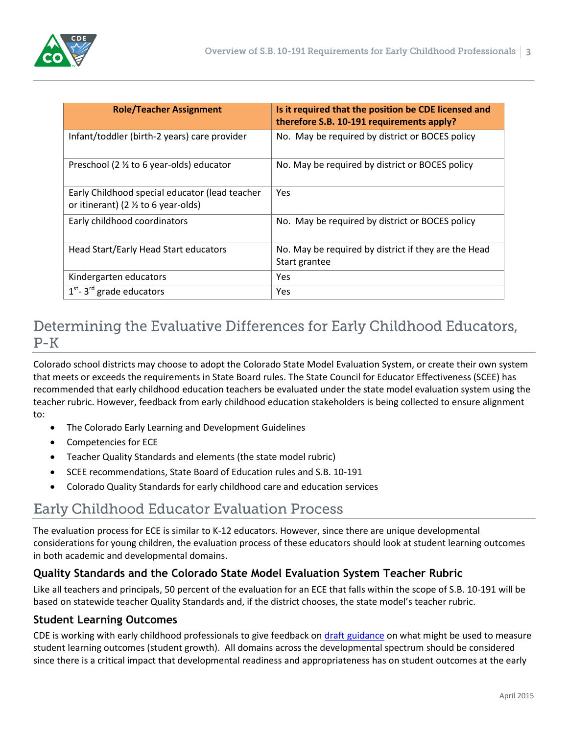| Role/Teacher Assignment | Is it required that the position be CDE licensed and therefore S.B. 10-191 requirements apply? |
|---|---|
| Infant/toddler (birth-2 years) care provider | No. May be required by district or BOCES policy |
| Preschool (2 ½ to 6 year-olds) educator | No. May be required by district or BOCES policy |
| Early Childhood special educator (lead teacher or itinerant) (2 ½ to 6 year-olds) | Yes |
| Early childhood coordinators | No. May be required by district or BOCES policy |
| Head Start/Early Head Start educators | No. May be required by district if they are the Head Start grantee |
| Kindergarten educators | Yes |
| 1st- 3rd grade educators | Yes |

## Determining the Evaluative Differences for Early Childhood Educators, P-K

Colorado school districts may choose to adopt the Colorado State Model Evaluation System, or create their own system that meets or exceeds the requirements in State Board rules. The State Council for Educator Effectiveness (SCEE) has recommended that early childhood education teachers be evaluated under the state model evaluation system using the teacher rubric. However, feedback from early childhood education stakeholders is being collected to ensure alignment to:

- The Colorado Early Learning and Development Guidelines
- Competencies for ECE
- Teacher Quality Standards and elements (the state model rubric)
- SCEE recommendations, State Board of Education rules and S.B. 10-191
- Colorado Quality Standards for early childhood care and education services

## Early Childhood Educator Evaluation Process

The evaluation process for ECE is similar to K-12 educators. However, since there are unique developmental considerations for young children, the evaluation process of these educators should look at student learning outcomes in both academic and developmental domains.

### Quality Standards and the Colorado State Model Evaluation System Teacher Rubric

Like all teachers and principals, 50 percent of the evaluation for an ECE that falls within the scope of S.B. 10-191 will be based on statewide teacher Quality Standards and, if the district chooses, the state model's teacher rubric.

### Student Learning Outcomes

CDE is working with early childhood professionals to give feedback on draft guidance on what might be used to measure student learning outcomes (student growth). All domains across the developmental spectrum should be considered since there is a critical impact that developmental readiness and appropriateness has on student outcomes at the early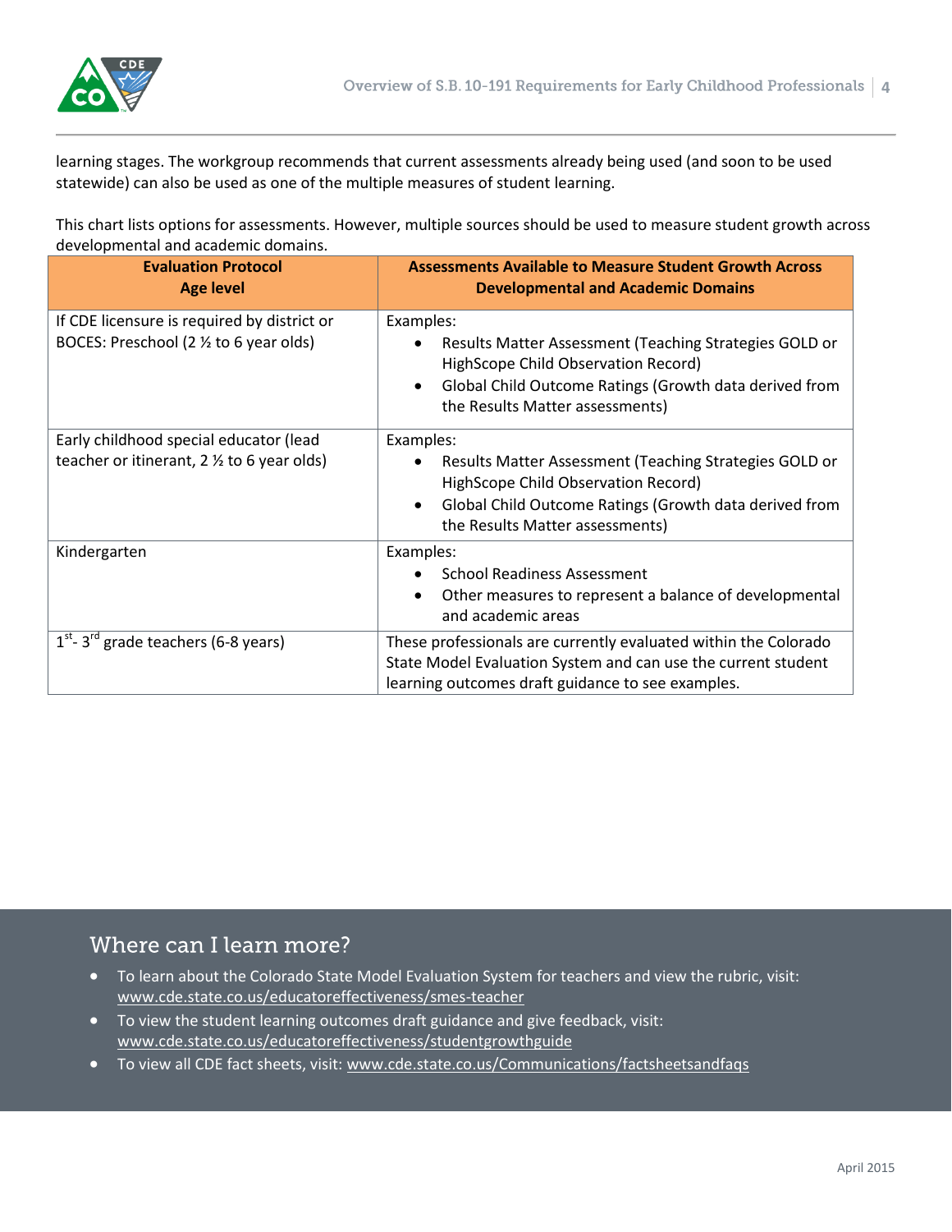learning stages. The workgroup recommends that current assessments already being used (and soon to be used statewide) can also be used as one of the multiple measures of student learning.

This chart lists options for assessments. However, multiple sources should be used to measure student growth across developmental and academic domains.

| **Evaluation Protocol Age level** | **Assessments Available to Measure Student Growth Across Developmental and Academic Domains** |
|---|---|
| If CDE licensure is required by district or BOCES: Preschool (2 ½ to 6 year olds) | Examples:<br>• Results Matter Assessment (Teaching Strategies GOLD or HighScope Child Observation Record)<br>• Global Child Outcome Ratings (Growth data derived from the Results Matter assessments) |
| Early childhood special educator (lead teacher or itinerant, 2 ½ to 6 year olds) | Examples:<br>• Results Matter Assessment (Teaching Strategies GOLD or HighScope Child Observation Record)<br>• Global Child Outcome Ratings (Growth data derived from the Results Matter assessments) |
| Kindergarten | Examples:<br>• School Readiness Assessment<br>• Other measures to represent a balance of developmental and academic areas |
| 1st - 3rd grade teachers (6-8 years) | These professionals are currently evaluated within the Colorado State Model Evaluation System and can use the current student learning outcomes draft guidance to see examples. |

## Where can I learn more?

- To learn about the Colorado State Model Evaluation System for teachers and view the rubric, visit: www.cde.state.co.us/educatoreffectiveness/smes-teacher
- To view the student learning outcomes draft guidance and give feedback, visit: www.cde.state.co.us/educatoreffectiveness/studentgrowthguide
- To view all CDE fact sheets, visit: www.cde.state.co.us/Communications/factsheetsandfaqs

April 2015